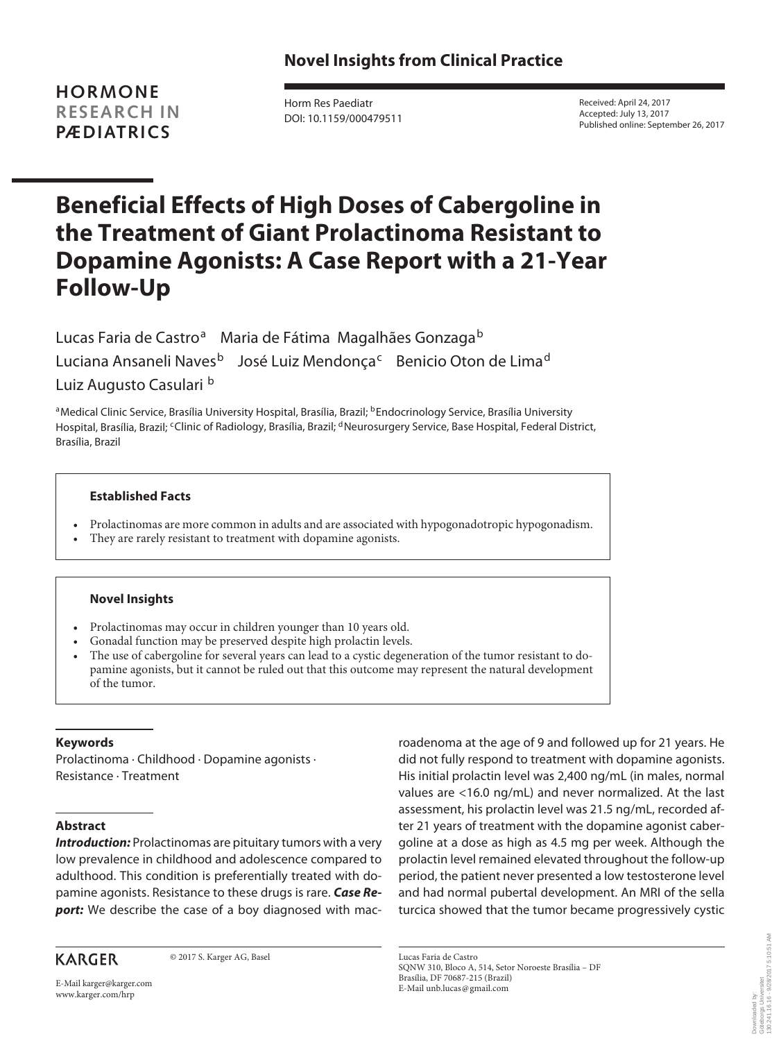## Novel Insights from Clinical Practice

**HORMONE RESEARCH IN PÆDIATRICS**

Horm Res Paediatr
DOI: 10.1159/000479511

Received: April 24, 2017
Accepted: July 13, 2017
Published online: September 26, 2017

# Beneficial Effects of High Doses of Cabergoline in the Treatment of Giant Prolactinoma Resistant to Dopamine Agonists: A Case Report with a 21-Year Follow-Up

Lucas Faria de Castro[a] Maria de Fátima Magalhães Gonzaga[b] Luciana Ansaneli Naves[b] José Luiz Mendonça[c] Benicio Oton de Lima[d] Luiz Augusto Casulari[b]

[a]Medical Clinic Service, Brasília University Hospital, Brasília, Brazil; [b]Endocrinology Service, Brasília University Hospital, Brasília, Brazil; [c]Clinic of Radiology, Brasília, Brazil; [d]Neurosurgery Service, Base Hospital, Federal District, Brasília, Brazil

**Established Facts**

- Prolactinomas are more common in adults and are associated with hypogonadotropic hypogonadism.
- They are rarely resistant to treatment with dopamine agonists.

**Novel Insights**

- Prolactinomas may occur in children younger than 10 years old.
- Gonadal function may be preserved despite high prolactin levels.
- The use of cabergoline for several years can lead to a cystic degeneration of the tumor resistant to dopamine agonists, but it cannot be ruled out that this outcome may represent the natural development of the tumor.

### Keywords

Prolactinoma · Childhood · Dopamine agonists · Resistance · Treatment

### Abstract

***Introduction:*** Prolactinomas are pituitary tumors with a very low prevalence in childhood and adolescence compared to adulthood. This condition is preferentially treated with dopamine agonists. Resistance to these drugs is rare. ***Case Report:*** We describe the case of a boy diagnosed with macroadenoma at the age of 9 and followed up for 21 years. He did not fully respond to treatment with dopamine agonists. His initial prolactin level was 2,400 ng/mL (in males, normal values are <16.0 ng/mL) and never normalized. At the last assessment, his prolactin level was 21.5 ng/mL, recorded after 21 years of treatment with the dopamine agonist cabergoline at a dose as high as 4.5 mg per week. Although the prolactin level remained elevated throughout the follow-up period, the patient never presented a low testosterone level and had normal pubertal development. An MRI of the sella turcica showed that the tumor became progressively cystic

KARGER

© 2017 S. Karger AG, Basel

E-Mail karger@karger.com
www.karger.com/hrp

Lucas Faria de Castro
SQNW 310, Bloco A, 514, Setor Noroeste Brasília – DF
Brasília, DF 70687-215 (Brazil)
E-Mail unb.lucas@gmail.com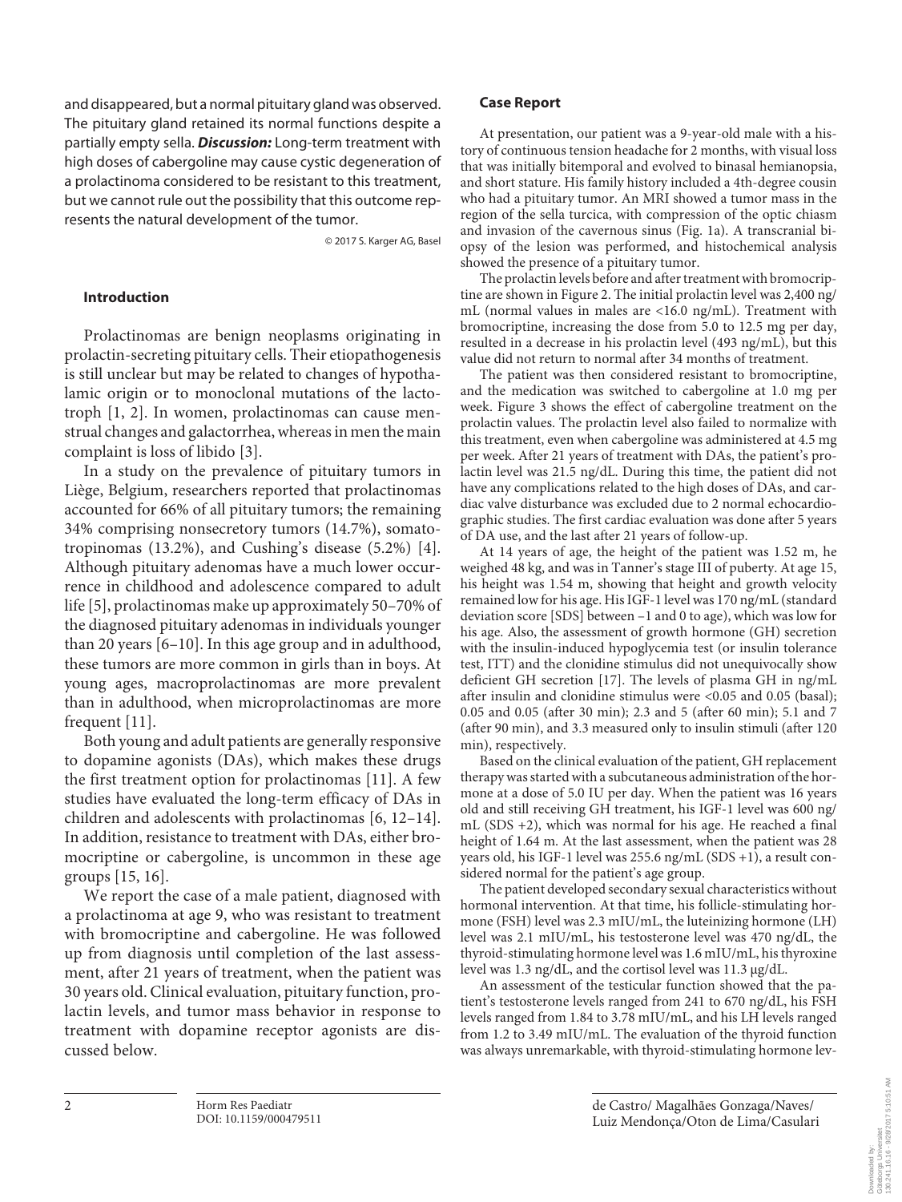and disappeared, but a normal pituitary gland was observed. The pituitary gland retained its normal functions despite a partially empty sella. ***Discussion:*** Long-term treatment with high doses of cabergoline may cause cystic degeneration of a prolactinoma considered to be resistant to this treatment, but we cannot rule out the possibility that this outcome represents the natural development of the tumor.

© 2017 S. Karger AG, Basel

## Introduction

Prolactinomas are benign neoplasms originating in prolactin-secreting pituitary cells. Their etiopathogenesis is still unclear but may be related to changes of hypothalamic origin or to monoclonal mutations of the lactotroph [1, 2]. In women, prolactinomas can cause menstrual changes and galactorrhea, whereas in men the main complaint is loss of libido [3].

In a study on the prevalence of pituitary tumors in Liège, Belgium, researchers reported that prolactinomas accounted for 66% of all pituitary tumors; the remaining 34% comprising nonsecretory tumors (14.7%), somatotropinomas (13.2%), and Cushing's disease (5.2%) [4]. Although pituitary adenomas have a much lower occurrence in childhood and adolescence compared to adult life [5], prolactinomas make up approximately 50–70% of the diagnosed pituitary adenomas in individuals younger than 20 years [6–10]. In this age group and in adulthood, these tumors are more common in girls than in boys. At young ages, macroprolactinomas are more prevalent than in adulthood, when microprolactinomas are more frequent [11].

Both young and adult patients are generally responsive to dopamine agonists (DAs), which makes these drugs the first treatment option for prolactinomas [11]. A few studies have evaluated the long-term efficacy of DAs in children and adolescents with prolactinomas [6, 12–14]. In addition, resistance to treatment with DAs, either bromocriptine or cabergoline, is uncommon in these age groups [15, 16].

We report the case of a male patient, diagnosed with a prolactinoma at age 9, who was resistant to treatment with bromocriptine and cabergoline. He was followed up from diagnosis until completion of the last assessment, after 21 years of treatment, when the patient was 30 years old. Clinical evaluation, pituitary function, prolactin levels, and tumor mass behavior in response to treatment with dopamine receptor agonists are discussed below.

## Case Report

At presentation, our patient was a 9-year-old male with a history of continuous tension headache for 2 months, with visual loss that was initially bitemporal and evolved to binasal hemianopsia, and short stature. His family history included a 4th-degree cousin who had a pituitary tumor. An MRI showed a tumor mass in the region of the sella turcica, with compression of the optic chiasm and invasion of the cavernous sinus (Fig. 1a). A transcranial biopsy of the lesion was performed, and histochemical analysis showed the presence of a pituitary tumor.

The prolactin levels before and after treatment with bromocriptine are shown in Figure 2. The initial prolactin level was 2,400 ng/mL (normal values in males are <16.0 ng/mL). Treatment with bromocriptine, increasing the dose from 5.0 to 12.5 mg per day, resulted in a decrease in his prolactin level (493 ng/mL), but this value did not return to normal after 34 months of treatment.

The patient was then considered resistant to bromocriptine, and the medication was switched to cabergoline at 1.0 mg per week. Figure 3 shows the effect of cabergoline treatment on the prolactin values. The prolactin level also failed to normalize with this treatment, even when cabergoline was administered at 4.5 mg per week. After 21 years of treatment with DAs, the patient's prolactin level was 21.5 ng/dL. During this time, the patient did not have any complications related to the high doses of DAs, and cardiac valve disturbance was excluded due to 2 normal echocardiographic studies. The first cardiac evaluation was done after 5 years of DA use, and the last after 21 years of follow-up.

At 14 years of age, the height of the patient was 1.52 m, he weighed 48 kg, and was in Tanner's stage III of puberty. At age 15, his height was 1.54 m, showing that height and growth velocity remained low for his age. His IGF-1 level was 170 ng/mL (standard deviation score [SDS] between –1 and 0 to age), which was low for his age. Also, the assessment of growth hormone (GH) secretion with the insulin-induced hypoglycemia test (or insulin tolerance test, ITT) and the clonidine stimulus did not unequivocally show deficient GH secretion [17]. The levels of plasma GH in ng/mL after insulin and clonidine stimulus were <0.05 and 0.05 (basal); 0.05 and 0.05 (after 30 min); 2.3 and 5 (after 60 min); 5.1 and 7 (after 90 min), and 3.3 measured only to insulin stimuli (after 120 min), respectively.

Based on the clinical evaluation of the patient, GH replacement therapy was started with a subcutaneous administration of the hormone at a dose of 5.0 IU per day. When the patient was 16 years old and still receiving GH treatment, his IGF-1 level was 600 ng/mL (SDS +2), which was normal for his age. He reached a final height of 1.64 m. At the last assessment, when the patient was 28 years old, his IGF-1 level was 255.6 ng/mL (SDS +1), a result considered normal for the patient's age group.

The patient developed secondary sexual characteristics without hormonal intervention. At that time, his follicle-stimulating hormone (FSH) level was 2.3 mIU/mL, the luteinizing hormone (LH) level was 2.1 mIU/mL, his testosterone level was 470 ng/dL, the thyroid-stimulating hormone level was 1.6 mIU/mL, his thyroxine level was 1.3 ng/dL, and the cortisol level was 11.3 μg/dL.

An assessment of the testicular function showed that the patient's testosterone levels ranged from 241 to 670 ng/dL, his FSH levels ranged from 1.84 to 3.78 mIU/mL, and his LH levels ranged from 1.2 to 3.49 mIU/mL. The evaluation of the thyroid function was always unremarkable, with thyroid-stimulating hormone lev-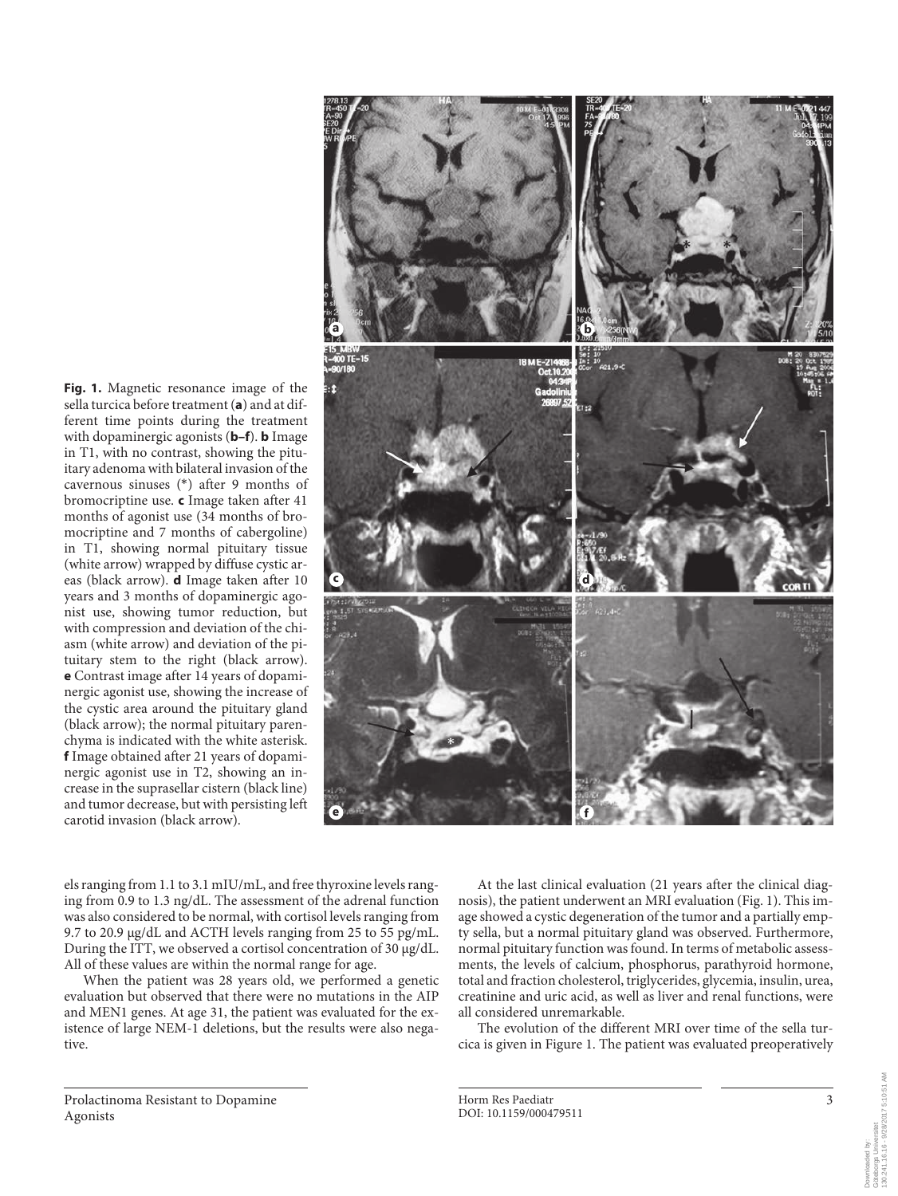**Fig. 1.** Magnetic resonance image of the sella turcica before treatment (**a**) and at different time points during the treatment with dopaminergic agonists (**b–f**). **b** Image in T1, with no contrast, showing the pituitary adenoma with bilateral invasion of the cavernous sinuses (*) after 9 months of bromocriptine use. **c** Image taken after 41 months of agonist use (34 months of bromocriptine and 7 months of cabergoline) in T1, showing normal pituitary tissue (white arrow) wrapped by diffuse cystic areas (black arrow). **d** Image taken after 10 years and 3 months of dopaminergic agonist use, showing tumor reduction, but with compression and deviation of the chiasm (white arrow) and deviation of the pituitary stem to the right (black arrow). **e** Contrast image after 14 years of dopaminergic agonist use, showing the increase of the cystic area around the pituitary gland (black arrow); the normal pituitary parenchyma is indicated with the white asterisk. **f** Image obtained after 21 years of dopaminergic agonist use in T2, showing an increase in the suprasellar cistern (black line) and tumor decrease, but with persisting left carotid invasion (black arrow).

els ranging from 1.1 to 3.1 mIU/mL, and free thyroxine levels ranging from 0.9 to 1.3 ng/dL. The assessment of the adrenal function was also considered to be normal, with cortisol levels ranging from 9.7 to 20.9 μg/dL and ACTH levels ranging from 25 to 55 pg/mL. During the ITT, we observed a cortisol concentration of 30 μg/dL. All of these values are within the normal range for age.

When the patient was 28 years old, we performed a genetic evaluation but observed that there were no mutations in the AIP and MEN1 genes. At age 31, the patient was evaluated for the existence of large NEM-1 deletions, but the results were also negative.

At the last clinical evaluation (21 years after the clinical diagnosis), the patient underwent an MRI evaluation (Fig. 1). This image showed a cystic degeneration of the tumor and a partially empty sella, but a normal pituitary gland was observed. Furthermore, normal pituitary function was found. In terms of metabolic assessments, the levels of calcium, phosphorus, parathyroid hormone, total and fraction cholesterol, triglycerides, glycemia, insulin, urea, creatinine and uric acid, as well as liver and renal functions, were all considered unremarkable.

The evolution of the different MRI over time of the sella turcica is given in Figure 1. The patient was evaluated preoperatively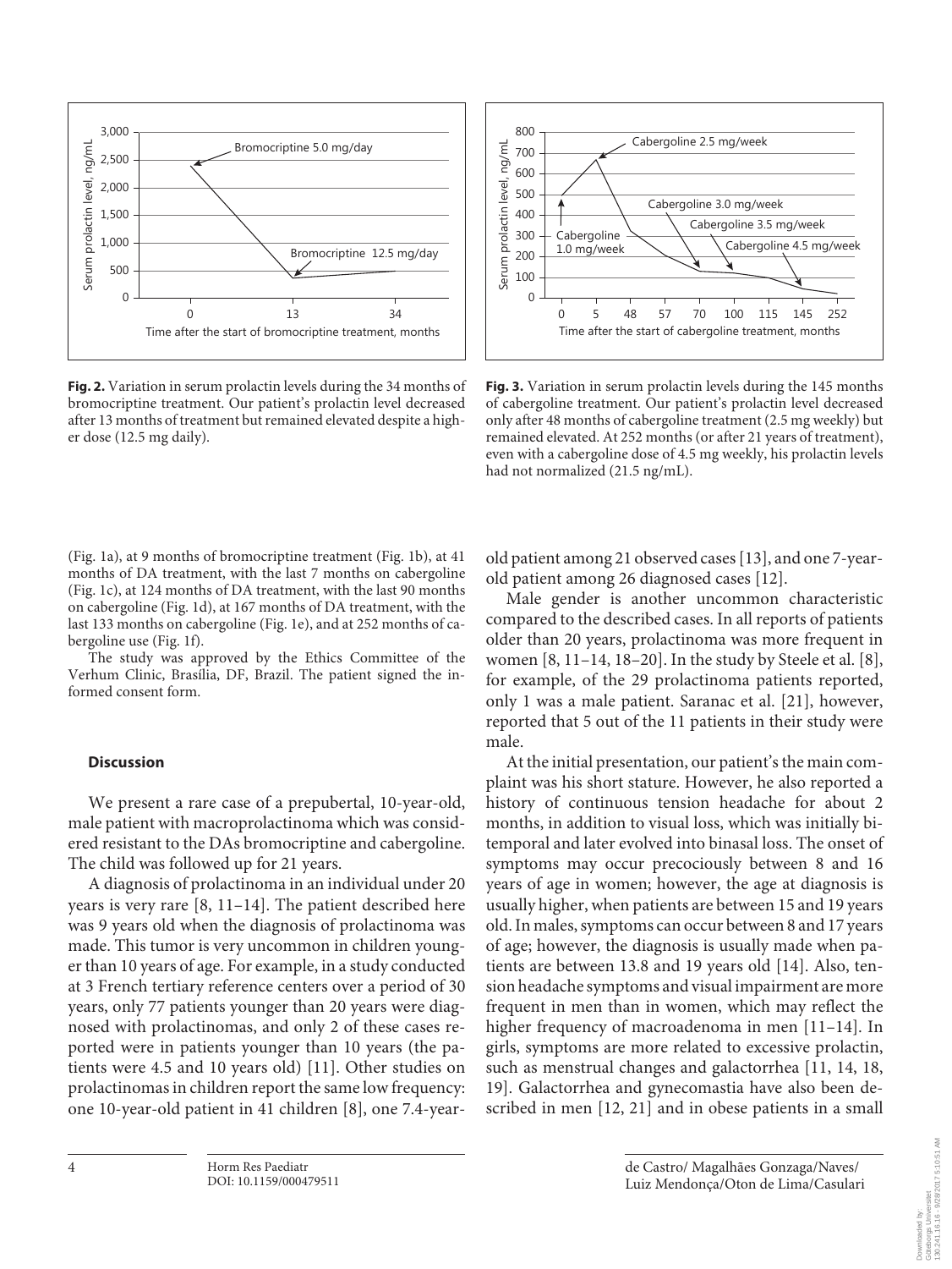**Fig. 2.** Variation in serum prolactin levels during the 34 months of bromocriptine treatment. Our patient's prolactin level decreased after 13 months of treatment but remained elevated despite a higher dose (12.5 mg daily).

**Fig. 3.** Variation in serum prolactin levels during the 145 months of cabergoline treatment. Our patient's prolactin level decreased only after 48 months of cabergoline treatment (2.5 mg weekly) but remained elevated. At 252 months (or after 21 years of treatment), even with a cabergoline dose of 4.5 mg weekly, his prolactin levels had not normalized (21.5 ng/mL).

(Fig. 1a), at 9 months of bromocriptine treatment (Fig. 1b), at 41 months of DA treatment, with the last 7 months on cabergoline (Fig. 1c), at 124 months of DA treatment, with the last 90 months on cabergoline (Fig. 1d), at 167 months of DA treatment, with the last 133 months on cabergoline (Fig. 1e), and at 252 months of cabergoline use (Fig. 1f).

The study was approved by the Ethics Committee of the Verhum Clinic, Brasília, DF, Brazil. The patient signed the informed consent form.

## Discussion

We present a rare case of a prepubertal, 10-year-old, male patient with macroprolactinoma which was considered resistant to the DAs bromocriptine and cabergoline. The child was followed up for 21 years.

A diagnosis of prolactinoma in an individual under 20 years is very rare [8, 11–14]. The patient described here was 9 years old when the diagnosis of prolactinoma was made. This tumor is very uncommon in children younger than 10 years of age. For example, in a study conducted at 3 French tertiary reference centers over a period of 30 years, only 77 patients younger than 20 years were diagnosed with prolactinomas, and only 2 of these cases reported were in patients younger than 10 years (the patients were 4.5 and 10 years old) [11]. Other studies on prolactinomas in children report the same low frequency: one 10-year-old patient in 41 children [8], one 7.4-year-old patient among 21 observed cases [13], and one 7-year-old patient among 26 diagnosed cases [12].

Male gender is another uncommon characteristic compared to the described cases. In all reports of patients older than 20 years, prolactinoma was more frequent in women [8, 11–14, 18–20]. In the study by Steele et al. [8], for example, of the 29 prolactinoma patients reported, only 1 was a male patient. Saranac et al. [21], however, reported that 5 out of the 11 patients in their study were male.

At the initial presentation, our patient's the main complaint was his short stature. However, he also reported a history of continuous tension headache for about 2 months, in addition to visual loss, which was initially bitemporal and later evolved into binasal loss. The onset of symptoms may occur precociously between 8 and 16 years of age in women; however, the age at diagnosis is usually higher, when patients are between 15 and 19 years old. In males, symptoms can occur between 8 and 17 years of age; however, the diagnosis is usually made when patients are between 13.8 and 19 years old [14]. Also, tension headache symptoms and visual impairment are more frequent in men than in women, which may reflect the higher frequency of macroadenoma in men [11–14]. In girls, symptoms are more related to excessive prolactin, such as menstrual changes and galactorrhea [11, 14, 18, 19]. Galactorrhea and gynecomastia have also been described in men [12, 21] and in obese patients in a small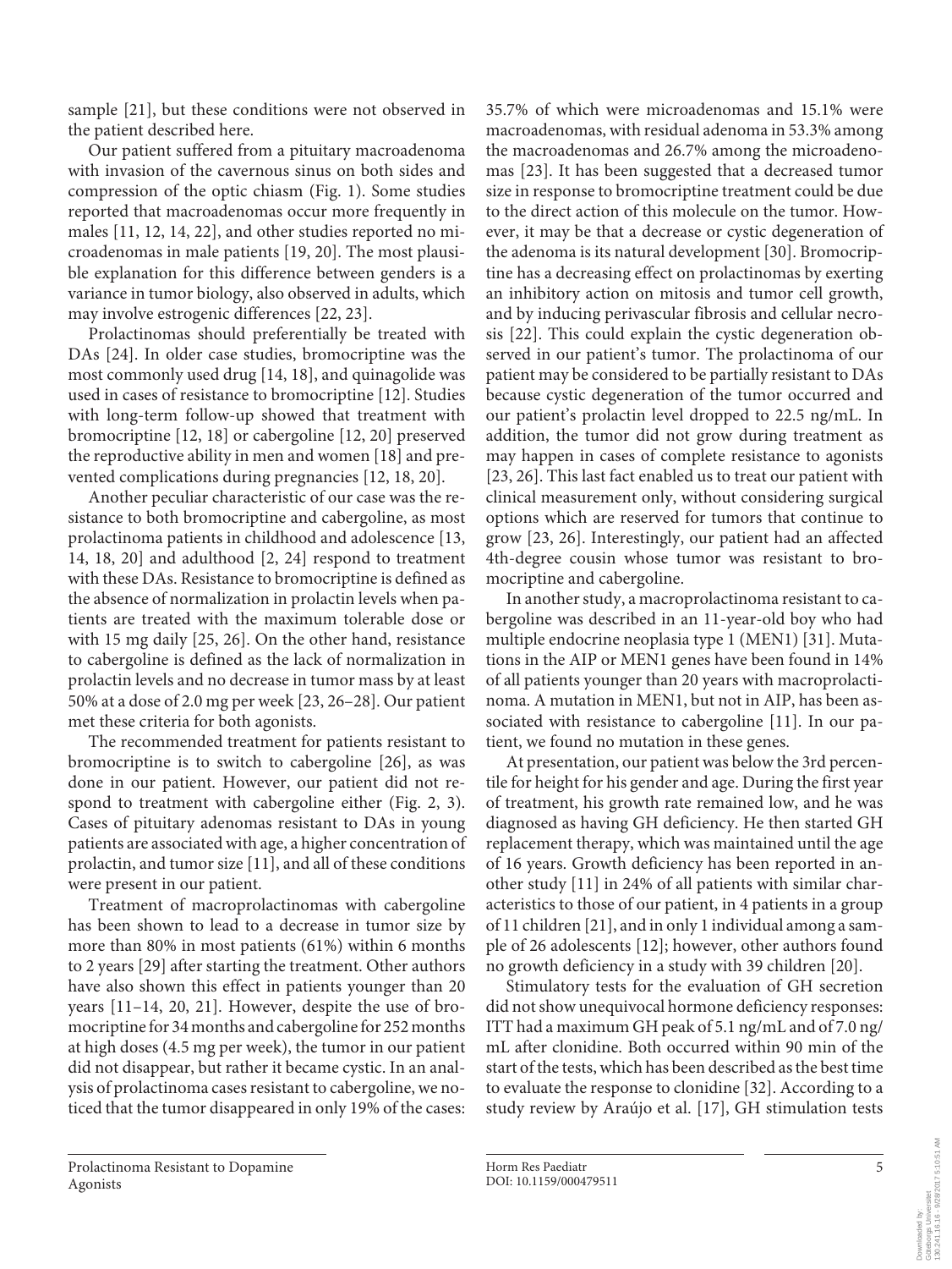sample [21], but these conditions were not observed in the patient described here.

Our patient suffered from a pituitary macroadenoma with invasion of the cavernous sinus on both sides and compression of the optic chiasm (Fig. 1). Some studies reported that macroadenomas occur more frequently in males [11, 12, 14, 22], and other studies reported no microadenomas in male patients [19, 20]. The most plausible explanation for this difference between genders is a variance in tumor biology, also observed in adults, which may involve estrogenic differences [22, 23].

Prolactinomas should preferentially be treated with DAs [24]. In older case studies, bromocriptine was the most commonly used drug [14, 18], and quinagolide was used in cases of resistance to bromocriptine [12]. Studies with long-term follow-up showed that treatment with bromocriptine [12, 18] or cabergoline [12, 20] preserved the reproductive ability in men and women [18] and prevented complications during pregnancies [12, 18, 20].

Another peculiar characteristic of our case was the resistance to both bromocriptine and cabergoline, as most prolactinoma patients in childhood and adolescence [13, 14, 18, 20] and adulthood [2, 24] respond to treatment with these DAs. Resistance to bromocriptine is defined as the absence of normalization in prolactin levels when patients are treated with the maximum tolerable dose or with 15 mg daily [25, 26]. On the other hand, resistance to cabergoline is defined as the lack of normalization in prolactin levels and no decrease in tumor mass by at least 50% at a dose of 2.0 mg per week [23, 26–28]. Our patient met these criteria for both agonists.

The recommended treatment for patients resistant to bromocriptine is to switch to cabergoline [26], as was done in our patient. However, our patient did not respond to treatment with cabergoline either (Fig. 2, 3). Cases of pituitary adenomas resistant to DAs in young patients are associated with age, a higher concentration of prolactin, and tumor size [11], and all of these conditions were present in our patient.

Treatment of macroprolactinomas with cabergoline has been shown to lead to a decrease in tumor size by more than 80% in most patients (61%) within 6 months to 2 years [29] after starting the treatment. Other authors have also shown this effect in patients younger than 20 years [11–14, 20, 21]. However, despite the use of bromocriptine for 34 months and cabergoline for 252 months at high doses (4.5 mg per week), the tumor in our patient did not disappear, but rather it became cystic. In an analysis of prolactinoma cases resistant to cabergoline, we noticed that the tumor disappeared in only 19% of the cases: 35.7% of which were microadenomas and 15.1% were macroadenomas, with residual adenoma in 53.3% among the macroadenomas and 26.7% among the microadenomas [23]. It has been suggested that a decreased tumor size in response to bromocriptine treatment could be due to the direct action of this molecule on the tumor. However, it may be that a decrease or cystic degeneration of the adenoma is its natural development [30]. Bromocriptine has a decreasing effect on prolactinomas by exerting an inhibitory action on mitosis and tumor cell growth, and by inducing perivascular fibrosis and cellular necrosis [22]. This could explain the cystic degeneration observed in our patient's tumor. The prolactinoma of our patient may be considered to be partially resistant to DAs because cystic degeneration of the tumor occurred and our patient's prolactin level dropped to 22.5 ng/mL. In addition, the tumor did not grow during treatment as may happen in cases of complete resistance to agonists [23, 26]. This last fact enabled us to treat our patient with clinical measurement only, without considering surgical options which are reserved for tumors that continue to grow [23, 26]. Interestingly, our patient had an affected 4th-degree cousin whose tumor was resistant to bromocriptine and cabergoline.

In another study, a macroprolactinoma resistant to cabergoline was described in an 11-year-old boy who had multiple endocrine neoplasia type 1 (MEN1) [31]. Mutations in the AIP or MEN1 genes have been found in 14% of all patients younger than 20 years with macroprolactinoma. A mutation in MEN1, but not in AIP, has been associated with resistance to cabergoline [11]. In our patient, we found no mutation in these genes.

At presentation, our patient was below the 3rd percentile for height for his gender and age. During the first year of treatment, his growth rate remained low, and he was diagnosed as having GH deficiency. He then started GH replacement therapy, which was maintained until the age of 16 years. Growth deficiency has been reported in another study [11] in 24% of all patients with similar characteristics to those of our patient, in 4 patients in a group of 11 children [21], and in only 1 individual among a sample of 26 adolescents [12]; however, other authors found no growth deficiency in a study with 39 children [20].

Stimulatory tests for the evaluation of GH secretion did not show unequivocal hormone deficiency responses: ITT had a maximum GH peak of 5.1 ng/mL and of 7.0 ng/mL after clonidine. Both occurred within 90 min of the start of the tests, which has been described as the best time to evaluate the response to clonidine [32]. According to a study review by Araújo et al. [17], GH stimulation tests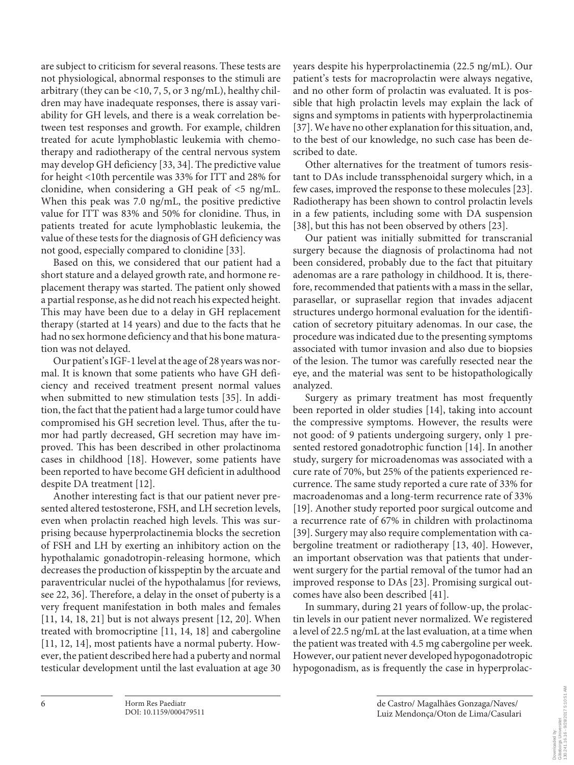are subject to criticism for several reasons. These tests are not physiological, abnormal responses to the stimuli are arbitrary (they can be <10, 7, 5, or 3 ng/mL), healthy children may have inadequate responses, there is assay variability for GH levels, and there is a weak correlation between test responses and growth. For example, children treated for acute lymphoblastic leukemia with chemotherapy and radiotherapy of the central nervous system may develop GH deficiency [33, 34]. The predictive value for height <10th percentile was 33% for ITT and 28% for clonidine, when considering a GH peak of <5 ng/mL. When this peak was 7.0 ng/mL, the positive predictive value for ITT was 83% and 50% for clonidine. Thus, in patients treated for acute lymphoblastic leukemia, the value of these tests for the diagnosis of GH deficiency was not good, especially compared to clonidine [33].

Based on this, we considered that our patient had a short stature and a delayed growth rate, and hormone replacement therapy was started. The patient only showed a partial response, as he did not reach his expected height. This may have been due to a delay in GH replacement therapy (started at 14 years) and due to the facts that he had no sex hormone deficiency and that his bone maturation was not delayed.

Our patient's IGF-1 level at the age of 28 years was normal. It is known that some patients who have GH deficiency and received treatment present normal values when submitted to new stimulation tests [35]. In addition, the fact that the patient had a large tumor could have compromised his GH secretion level. Thus, after the tumor had partly decreased, GH secretion may have improved. This has been described in other prolactinoma cases in childhood [18]. However, some patients have been reported to have become GH deficient in adulthood despite DA treatment [12].

Another interesting fact is that our patient never presented altered testosterone, FSH, and LH secretion levels, even when prolactin reached high levels. This was surprising because hyperprolactinemia blocks the secretion of FSH and LH by exerting an inhibitory action on the hypothalamic gonadotropin-releasing hormone, which decreases the production of kisspeptin by the arcuate and paraventricular nuclei of the hypothalamus [for reviews, see 22, 36]. Therefore, a delay in the onset of puberty is a very frequent manifestation in both males and females [11, 14, 18, 21] but is not always present [12, 20]. When treated with bromocriptine [11, 14, 18] and cabergoline [11, 12, 14], most patients have a normal puberty. However, the patient described here had a puberty and normal testicular development until the last evaluation at age 30 years despite his hyperprolactinemia (22.5 ng/mL). Our patient's tests for macroprolactin were always negative, and no other form of prolactin was evaluated. It is possible that high prolactin levels may explain the lack of signs and symptoms in patients with hyperprolactinemia [37]. We have no other explanation for this situation, and, to the best of our knowledge, no such case has been described to date.

Other alternatives for the treatment of tumors resistant to DAs include transsphenoidal surgery which, in a few cases, improved the response to these molecules [23]. Radiotherapy has been shown to control prolactin levels in a few patients, including some with DA suspension [38], but this has not been observed by others [23].

Our patient was initially submitted for transcranial surgery because the diagnosis of prolactinoma had not been considered, probably due to the fact that pituitary adenomas are a rare pathology in childhood. It is, therefore, recommended that patients with a mass in the sellar, parasellar, or suprasellar region that invades adjacent structures undergo hormonal evaluation for the identification of secretory pituitary adenomas. In our case, the procedure was indicated due to the presenting symptoms associated with tumor invasion and also due to biopsies of the lesion. The tumor was carefully resected near the eye, and the material was sent to be histopathologically analyzed.

Surgery as primary treatment has most frequently been reported in older studies [14], taking into account the compressive symptoms. However, the results were not good: of 9 patients undergoing surgery, only 1 presented restored gonadotrophic function [14]. In another study, surgery for microadenomas was associated with a cure rate of 70%, but 25% of the patients experienced recurrence. The same study reported a cure rate of 33% for macroadenomas and a long-term recurrence rate of 33% [19]. Another study reported poor surgical outcome and a recurrence rate of 67% in children with prolactinoma [39]. Surgery may also require complementation with cabergoline treatment or radiotherapy [13, 40]. However, an important observation was that patients that underwent surgery for the partial removal of the tumor had an improved response to DAs [23]. Promising surgical outcomes have also been described [41].

In summary, during 21 years of follow-up, the prolactin levels in our patient never normalized. We registered a level of 22.5 ng/mL at the last evaluation, at a time when the patient was treated with 4.5 mg cabergoline per week. However, our patient never developed hypogonadotropic hypogonadism, as is frequently the case in hyperprolac-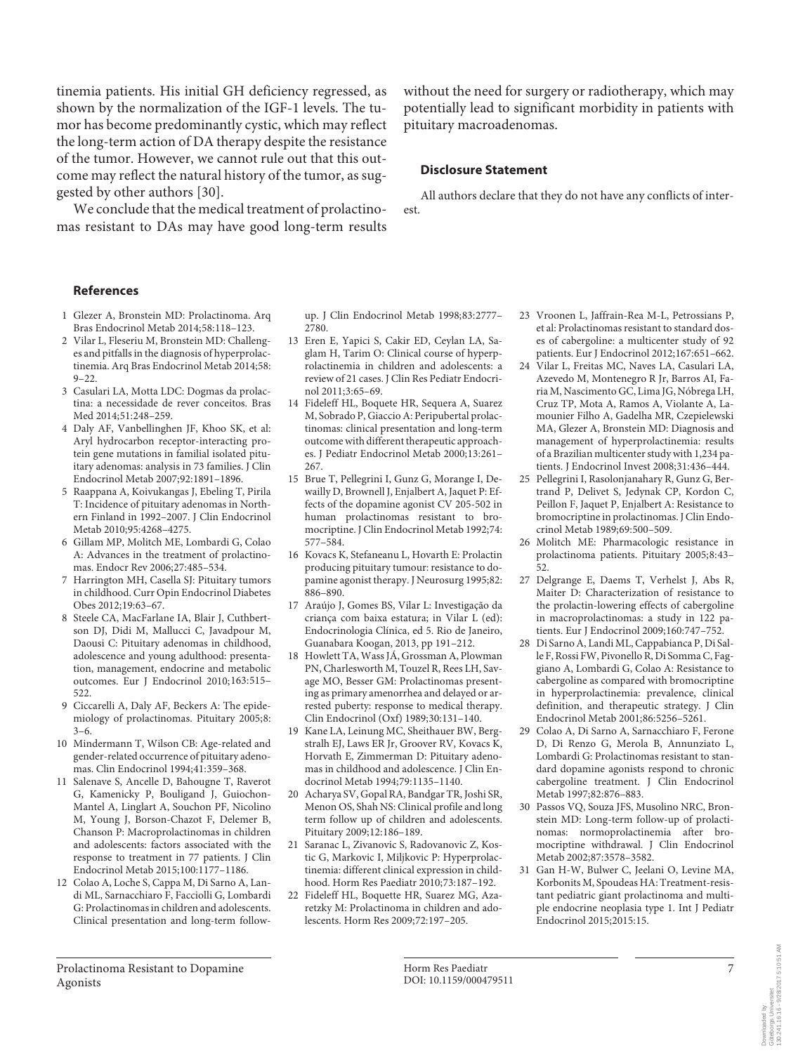tinemia patients. His initial GH deficiency regressed, as shown by the normalization of the IGF-1 levels. The tumor has become predominantly cystic, which may reflect the long-term action of DA therapy despite the resistance of the tumor. However, we cannot rule out that this outcome may reflect the natural history of the tumor, as suggested by other authors [30].

We conclude that the medical treatment of prolactinomas resistant to DAs may have good long-term results without the need for surgery or radiotherapy, which may potentially lead to significant morbidity in patients with pituitary macroadenomas.

### Disclosure Statement

All authors declare that they do not have any conflicts of interest.

## References

1 Glezer A, Bronstein MD: Prolactinoma. Arq Bras Endocrinol Metab 2014;58:118–123.

2 Vilar L, Fleseriu M, Bronstein MD: Challenges and pitfalls in the diagnosis of hyperprolactinemia. Arq Bras Endocrinol Metab 2014;58:9–22.

3 Casulari LA, Motta LDC: Dogmas da prolactina: a necessidade de rever conceitos. Bras Med 2014;51:248–259.

4 Daly AF, Vanbellinghen JF, Khoo SK, et al: Aryl hydrocarbon receptor-interacting protein gene mutations in familial isolated pituitary adenomas: analysis in 73 families. J Clin Endocrinol Metab 2007;92:1891–1896.

5 Raappana A, Koivukangas J, Ebeling T, Pirila T: Incidence of pituitary adenomas in Northern Finland in 1992–2007. J Clin Endocrinol Metab 2010;95:4268–4275.

6 Gillam MP, Molitch ME, Lombardi G, Colao A: Advances in the treatment of prolactinomas. Endocr Rev 2006;27:485–534.

7 Harrington MH, Casella SJ: Pituitary tumors in childhood. Curr Opin Endocrinol Diabetes Obes 2012;19:63–67.

8 Steele CA, MacFarlane IA, Blair J, Cuthbertson DJ, Didi M, Mallucci C, Javadpour M, Daousi C: Pituitary adenomas in childhood, adolescence and young adulthood: presentation, management, endocrine and metabolic outcomes. Eur J Endocrinol 2010;163:515–522.

9 Ciccarelli A, Daly AF, Beckers A: The epidemiology of prolactinomas. Pituitary 2005;8:3–6.

10 Mindermann T, Wilson CB: Age-related and gender-related occurrence of pituitary adenomas. Clin Endocrinol 1994;41:359–368.

11 Salenave S, Ancelle D, Bahougne T, Raverot G, Kamenicky P, Bouligand J, Guiochon-Mantel A, Linglart A, Souchon PF, Nicolino M, Young J, Borson-Chazot F, Delemer B, Chanson P: Macroprolactinomas in children and adolescents: factors associated with the response to treatment in 77 patients. J Clin Endocrinol Metab 2015;100:1177–1186.

12 Colao A, Loche S, Cappa M, Di Sarno A, Landi ML, Sarnacchiaro F, Facciolli G, Lombardi G: Prolactinomas in children and adolescents. Clinical presentation and long-term follow-up. J Clin Endocrinol Metab 1998;83:2777–2780.

13 Eren E, Yapici S, Cakir ED, Ceylan LA, Saglam H, Tarim O: Clinical course of hyperprolactinemia in children and adolescents: a review of 21 cases. J Clin Res Pediatr Endocrinol 2011;3:65–69.

14 Fideleff HL, Boquete HR, Sequera A, Suarez M, Sobrado P, Giaccio A: Peripubertal prolactinomas: clinical presentation and long-term outcome with different therapeutic approaches. J Pediatr Endocrinol Metab 2000;13:261–267.

15 Brue T, Pellegrini I, Gunz G, Morange I, Dewailly D, Brownell J, Enjalbert A, Jaquet P: Effects of the dopamine agonist CV 205-502 in human prolactinomas resistant to bromocriptine. J Clin Endocrinol Metab 1992;74:577–584.

16 Kovacs K, Stefaneanu L, Hovarth E: Prolactin producing pituitary tumour: resistance to dopamine agonist therapy. J Neurosurg 1995;82:886–890.

17 Araújo J, Gomes BS, Vilar L: Investigação da criança com baixa estatura; in Vilar L (ed): Endocrinologia Clínica, ed 5. Rio de Janeiro, Guanabara Koogan, 2013, pp 191–212.

18 Howlett TA, Wass JÁ, Grossman A, Plowman PN, Charlesworth M, Touzel R, Rees LH, Savage MO, Besser GM: Prolactinomas presenting as primary amenorrhea and delayed or arrested puberty: response to medical therapy. Clin Endocrinol (Oxf) 1989;30:131–140.

19 Kane LA, Leinung MC, Sheithauer BW, Bergstralh EJ, Laws ER Jr, Groover RV, Kovacs K, Horvath E, Zimmerman D: Pituitary adenomas in childhood and adolescence. J Clin Endocrinol Metab 1994;79:1135–1140.

20 Acharya SV, Gopal RA, Bandgar TR, Joshi SR, Menon OS, Shah NS: Clinical profile and long term follow up of children and adolescents. Pituitary 2009;12:186–189.

21 Saranac L, Zivanovic S, Radovanovic Z, Kostic G, Markovic I, Miljkovic P: Hyperprolactinemia: different clinical expression in childhood. Horm Res Paediatr 2010;73:187–192.

22 Fideleff HL, Boquette HR, Suarez MG, Azaretzky M: Prolactinoma in children and adolescents. Horm Res 2009;72:197–205.

23 Vroonen L, Jaffrain-Rea M-L, Petrossians P, et al: Prolactinomas resistant to standard doses of cabergoline: a multicenter study of 92 patients. Eur J Endocrinol 2012;167:651–662.

24 Vilar L, Freitas MC, Naves LA, Casulari LA, Azevedo M, Montenegro R Jr, Barros AI, Faria M, Nascimento GC, Lima JG, Nóbrega LH, Cruz TP, Mota A, Ramos A, Violante A, Lamounier Filho A, Gadelha MR, Czepielewski MA, Glezer A, Bronstein MD: Diagnosis and management of hyperprolactinemia: results of a Brazilian multicenter study with 1,234 patients. J Endocrinol Invest 2008;31:436–444.

25 Pellegrini I, Rasolonjanahary R, Gunz G, Bertrand P, Delivet S, Jedynak CP, Kordon C, Peillon F, Jaquet P, Enjalbert A: Resistance to bromocriptine in prolactinomas. J Clin Endocrinol Metab 1989;69:500–509.

26 Molitch ME: Pharmacologic resistance in prolactinoma patients. Pituitary 2005;8:43–52.

27 Delgrange E, Daems T, Verhelst J, Abs R, Maiter D: Characterization of resistance to the prolactin-lowering effects of cabergoline in macroprolactinomas: a study in 122 patients. Eur J Endocrinol 2009;160:747–752.

28 Di Sarno A, Landi ML, Cappabianca P, Di Salle F, Rossi FW, Pivonello R, Di Somma C, Faggiano A, Lombardi G, Colao A: Resistance to cabergoline as compared with bromocriptine in hyperprolactinemia: prevalence, clinical definition, and therapeutic strategy. J Clin Endocrinol Metab 2001;86:5256–5261.

29 Colao A, Di Sarno A, Sarnacchiaro F, Ferone D, Di Renzo G, Merola B, Annunziato L, Lombardi G: Prolactinomas resistant to standard dopamine agonists respond to chronic cabergoline treatment. J Clin Endocrinol Metab 1997;82:876–883.

30 Passos VQ, Souza JFS, Musolino NRC, Bronstein MD: Long-term follow-up of prolactinomas: normoprolactinemia after bromocriptine withdrawal. J Clin Endocrinol Metab 2002;87:3578–3582.

31 Gan H-W, Bulwer C, Jeelani O, Levine MA, Korbonits M, Spoudeas HA: Treatment-resistant pediatric giant prolactinoma and multiple endocrine neoplasia type 1. Int J Pediatr Endocrinol 2015;2015:15.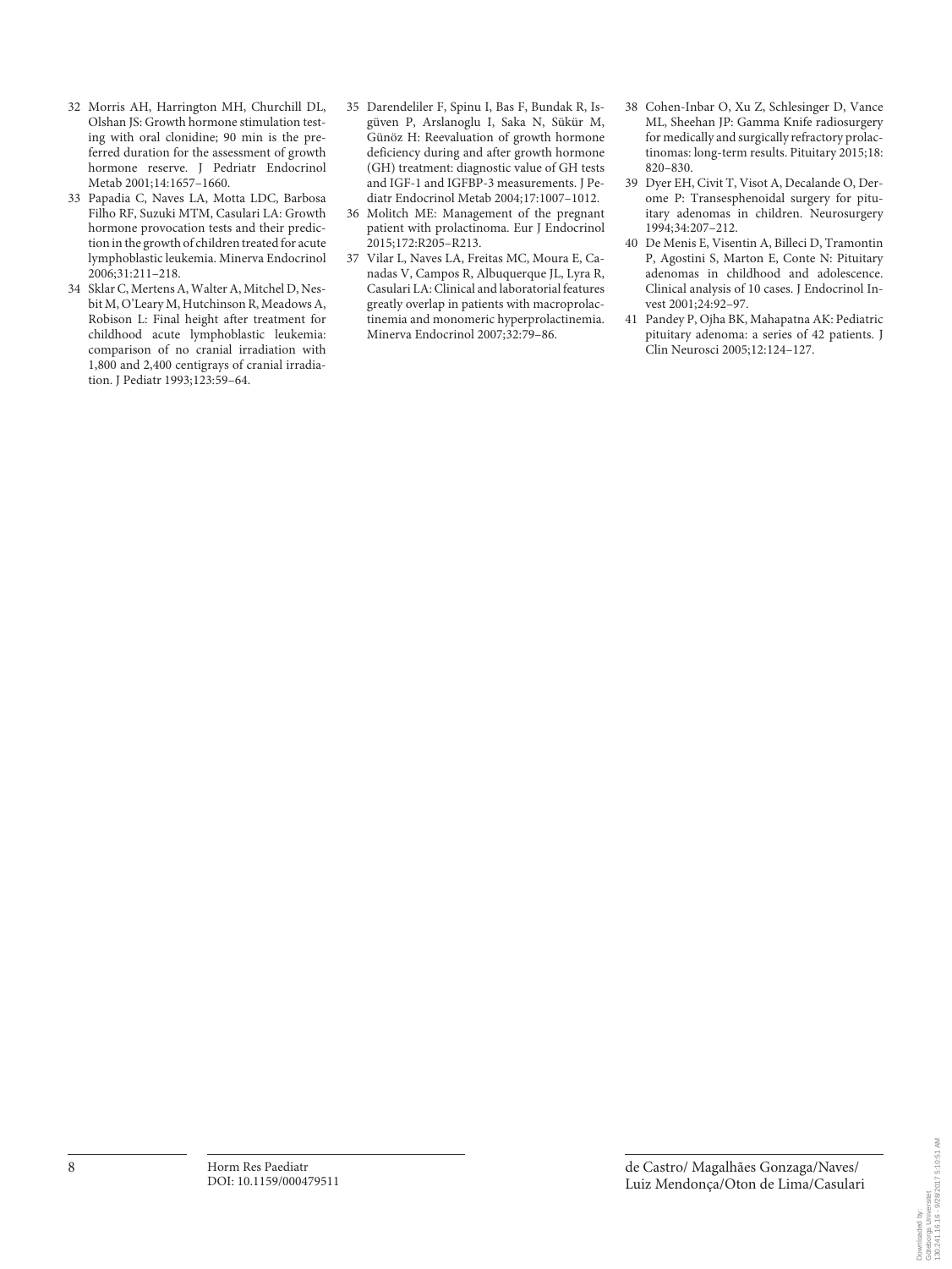32 Morris AH, Harrington MH, Churchill DL, Olshan JS: Growth hormone stimulation testing with oral clonidine; 90 min is the preferred duration for the assessment of growth hormone reserve. J Pedriatr Endocrinol Metab 2001;14:1657–1660.

33 Papadia C, Naves LA, Motta LDC, Barbosa Filho RF, Suzuki MTM, Casulari LA: Growth hormone provocation tests and their prediction in the growth of children treated for acute lymphoblastic leukemia. Minerva Endocrinol 2006;31:211–218.

34 Sklar C, Mertens A, Walter A, Mitchel D, Nesbit M, O'Leary M, Hutchinson R, Meadows A, Robison L: Final height after treatment for childhood acute lymphoblastic leukemia: comparison of no cranial irradiation with 1,800 and 2,400 centigrays of cranial irradiation. J Pediatr 1993;123:59–64.

35 Darendeliler F, Spinu I, Bas F, Bundak R, Isgüven P, Arslanoglu I, Saka N, Sükür M, Günöz H: Reevaluation of growth hormone deficiency during and after growth hormone (GH) treatment: diagnostic value of GH tests and IGF-1 and IGFBP-3 measurements. J Pediatr Endocrinol Metab 2004;17:1007–1012.

36 Molitch ME: Management of the pregnant patient with prolactinoma. Eur J Endocrinol 2015;172:R205–R213.

37 Vilar L, Naves LA, Freitas MC, Moura E, Canadas V, Campos R, Albuquerque JL, Lyra R, Casulari LA: Clinical and laboratorial features greatly overlap in patients with macroprolactinemia and monomeric hyperprolactinemia. Minerva Endocrinol 2007;32:79–86.

38 Cohen-Inbar O, Xu Z, Schlesinger D, Vance ML, Sheehan JP: Gamma Knife radiosurgery for medically and surgically refractory prolactinomas: long-term results. Pituitary 2015;18:820–830.

39 Dyer EH, Civit T, Visot A, Decalande O, Derome P: Transesphenoidal surgery for pituitary adenomas in children. Neurosurgery 1994;34:207–212.

40 De Menis E, Visentin A, Billeci D, Tramontin P, Agostini S, Marton E, Conte N: Pituitary adenomas in childhood and adolescence. Clinical analysis of 10 cases. J Endocrinol Invest 2001;24:92–97.

41 Pandey P, Ojha BK, Mahapatna AK: Pediatric pituitary adenoma: a series of 42 patients. J Clin Neurosci 2005;12:124–127.